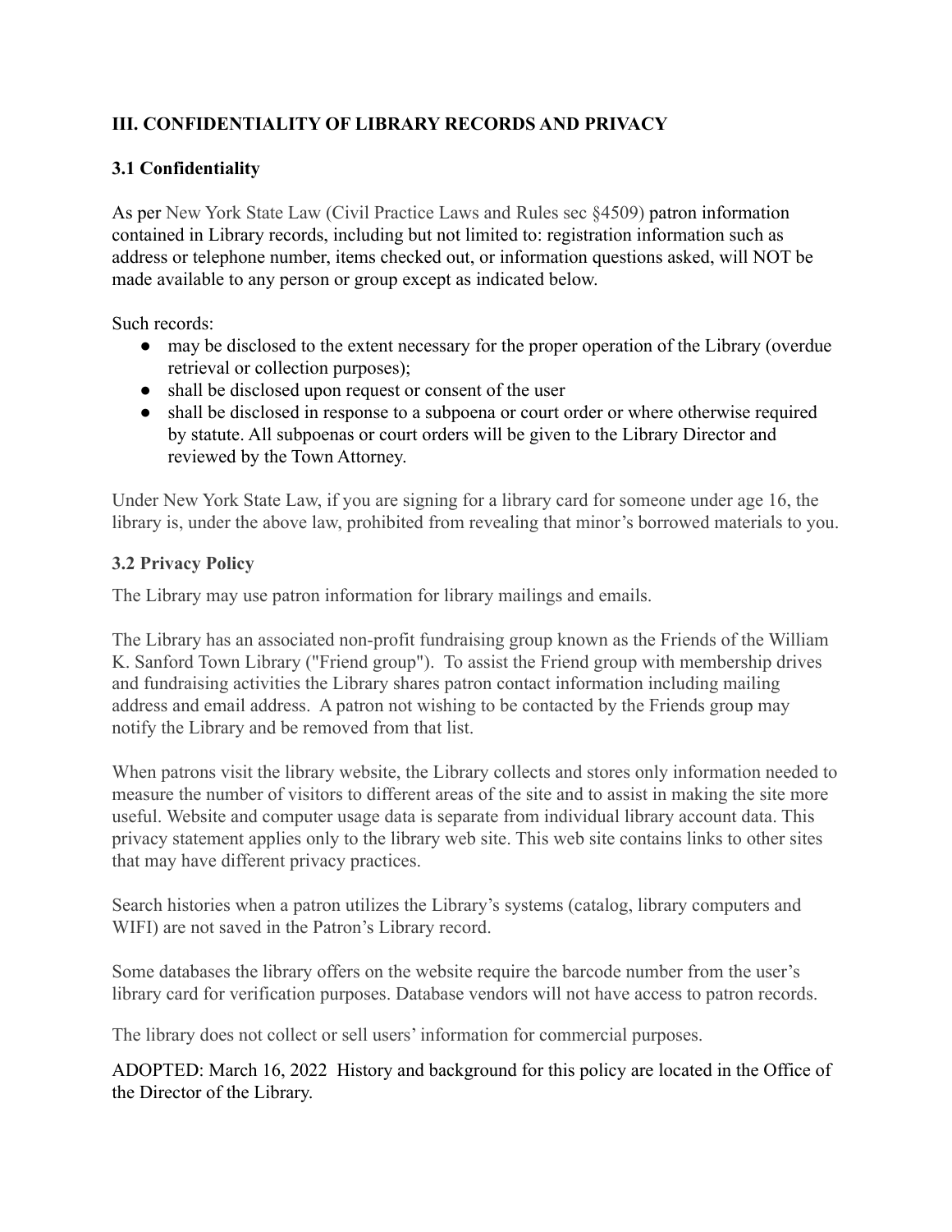## III. CONFIDENTIALITY OF LIBRARY RECORDS AND PRIVACY

### 3.1 Confidentiality

As per New York State Law (Civil Practice Laws and Rules sec §4509) patron information contained in Library records, including but not limited to: registration information such as address or telephone number, items checked out, or information questions asked, will NOT be made available to any person or group except as indicated below.

Such records:

- may be disclosed to the extent necessary for the proper operation of the Library (overdue retrieval or collection purposes);
- shall be disclosed upon request or consent of the user
- shall be disclosed in response to a subpoena or court order or where otherwise required by statute. All subpoenas or court orders will be given to the Library Director and reviewed by the Town Attorney.

Under New York State Law, if you are signing for a library card for someone under age 16, the library is, under the above law, prohibited from revealing that minor's borrowed materials to you.

### 3.2 Privacy Policy

The Library may use patron information for library mailings and emails.

The Library has an associated non-profit fundraising group known as the Friends of the William K. Sanford Town Library ("Friend group"). To assist the Friend group with membership drives and fundraising activities the Library shares patron contact information including mailing address and email address. A patron not wishing to be contacted by the Friends group may notify the Library and be removed from that list.

When patrons visit the library website, the Library collects and stores only information needed to measure the number of visitors to different areas of the site and to assist in making the site more useful. Website and computer usage data is separate from individual library account data. This privacy statement applies only to the library web site. This web site contains links to other sites that may have different privacy practices.

Search histories when a patron utilizes the Library's systems (catalog, library computers and WIFI) are not saved in the Patron's Library record.

Some databases the library offers on the website require the barcode number from the user's library card for verification purposes. Database vendors will not have access to patron records.

The library does not collect or sell users' information for commercial purposes.

ADOPTED: March 16, 2022 History and background for this policy are located in the Office of the Director of the Library.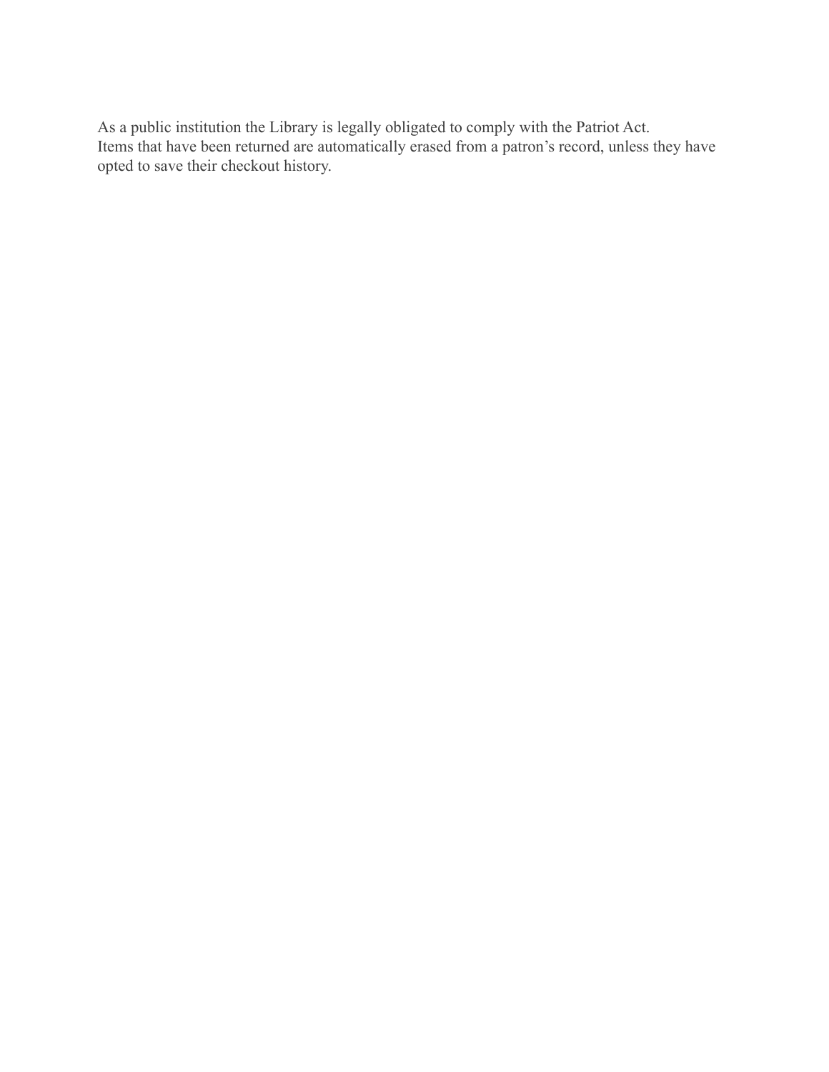As a public institution the Library is legally obligated to comply with the Patriot Act.
Items that have been returned are automatically erased from a patron's record, unless they have opted to save their checkout history.